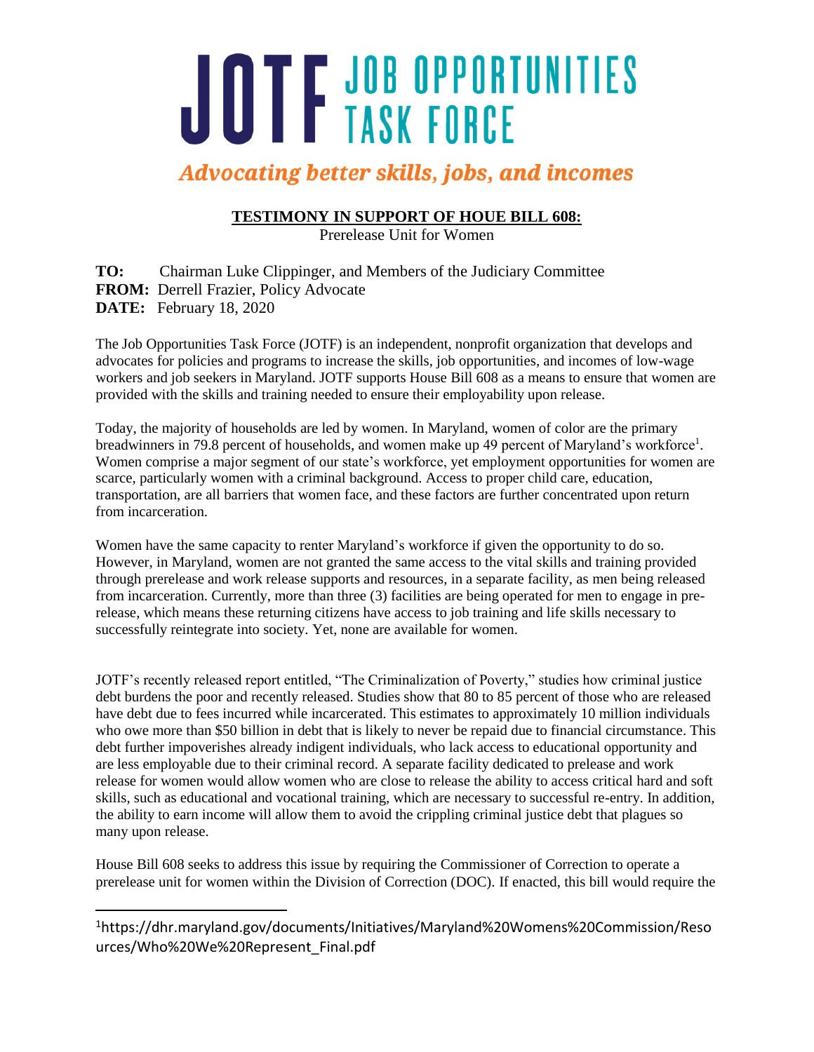# JOTF JOB OPPORTUNITIES TASK FORCE

*Advocating better skills, jobs, and incomes*

**TESTIMONY IN SUPPORT OF HOUE BILL 608:**

Prerelease Unit for Women

**TO:** Chairman Luke Clippinger, and Members of the Judiciary Committee
**FROM:** Derrell Frazier, Policy Advocate
**DATE:** February 18, 2020

The Job Opportunities Task Force (JOTF) is an independent, nonprofit organization that develops and advocates for policies and programs to increase the skills, job opportunities, and incomes of low-wage workers and job seekers in Maryland. JOTF supports House Bill 608 as a means to ensure that women are provided with the skills and training needed to ensure their employability upon release.

Today, the majority of households are led by women. In Maryland, women of color are the primary breadwinners in 79.8 percent of households, and women make up 49 percent of Maryland's workforce[1]. Women comprise a major segment of our state's workforce, yet employment opportunities for women are scarce, particularly women with a criminal background. Access to proper child care, education, transportation, are all barriers that women face, and these factors are further concentrated upon return from incarceration.

Women have the same capacity to renter Maryland's workforce if given the opportunity to do so. However, in Maryland, women are not granted the same access to the vital skills and training provided through prerelease and work release supports and resources, in a separate facility, as men being released from incarceration. Currently, more than three (3) facilities are being operated for men to engage in pre-release, which means these returning citizens have access to job training and life skills necessary to successfully reintegrate into society. Yet, none are available for women.

JOTF's recently released report entitled, "The Criminalization of Poverty," studies how criminal justice debt burdens the poor and recently released. Studies show that 80 to 85 percent of those who are released have debt due to fees incurred while incarcerated. This estimates to approximately 10 million individuals who owe more than $50 billion in debt that is likely to never be repaid due to financial circumstance. This debt further impoverishes already indigent individuals, who lack access to educational opportunity and are less employable due to their criminal record. A separate facility dedicated to prelease and work release for women would allow women who are close to release the ability to access critical hard and soft skills, such as educational and vocational training, which are necessary to successful re-entry. In addition, the ability to earn income will allow them to avoid the crippling criminal justice debt that plagues so many upon release.

House Bill 608 seeks to address this issue by requiring the Commissioner of Correction to operate a prerelease unit for women within the Division of Correction (DOC). If enacted, this bill would require the

[1]https://dhr.maryland.gov/documents/Initiatives/Maryland%20Womens%20Commission/Resources/Who%20We%20Represent_Final.pdf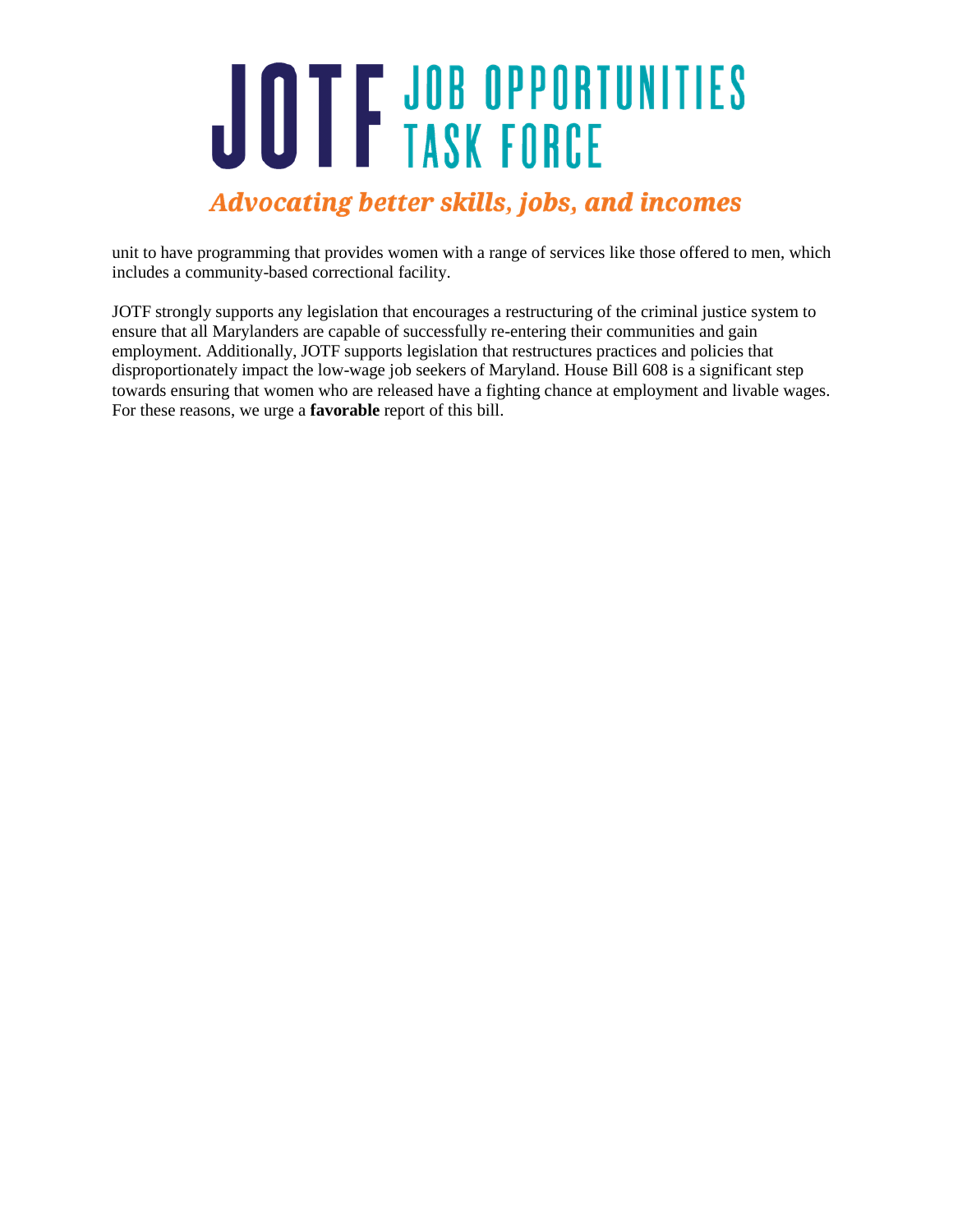unit to have programming that provides women with a range of services like those offered to men, which includes a community-based correctional facility.

JOTF strongly supports any legislation that encourages a restructuring of the criminal justice system to ensure that all Marylanders are capable of successfully re-entering their communities and gain employment. Additionally, JOTF supports legislation that restructures practices and policies that disproportionately impact the low-wage job seekers of Maryland. House Bill 608 is a significant step towards ensuring that women who are released have a fighting chance at employment and livable wages. For these reasons, we urge a **favorable** report of this bill.